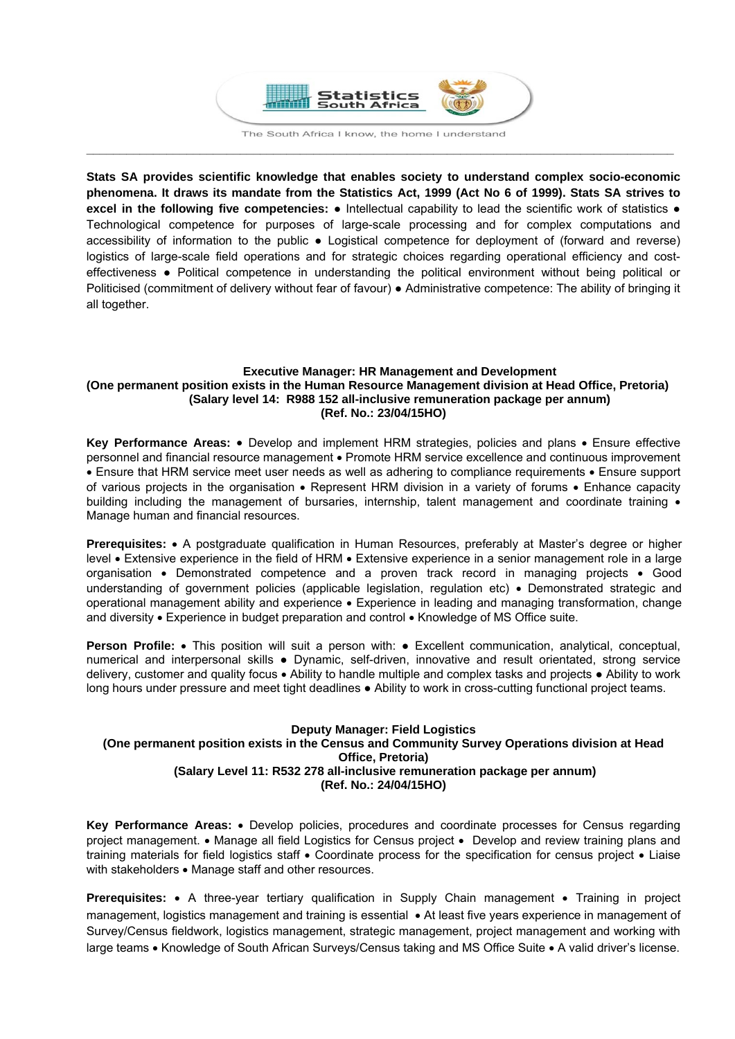Statistics South Africa

The South Africa I know, the home I understand

**Stats SA provides scientific knowledge that enables society to understand complex socio-economic phenomena. It draws its mandate from the Statistics Act, 1999 (Act No 6 of 1999). Stats SA strives to excel in the following five competencies:** ● Intellectual capability to lead the scientific work of statistics ● Technological competence for purposes of large-scale processing and for complex computations and accessibility of information to the public ● Logistical competence for deployment of (forward and reverse) logistics of large-scale field operations and for strategic choices regarding operational efficiency and cost-effectiveness ● Political competence in understanding the political environment without being political or Politicised (commitment of delivery without fear of favour) ● Administrative competence: The ability of bringing it all together.

**Executive Manager: HR Management and Development**
**(One permanent position exists in the Human Resource Management division at Head Office, Pretoria)**
**(Salary level 14: R988 152 all-inclusive remuneration package per annum)**
**(Ref. No.: 23/04/15HO)**

**Key Performance Areas:** • Develop and implement HRM strategies, policies and plans • Ensure effective personnel and financial resource management • Promote HRM service excellence and continuous improvement • Ensure that HRM service meet user needs as well as adhering to compliance requirements • Ensure support of various projects in the organisation • Represent HRM division in a variety of forums • Enhance capacity building including the management of bursaries, internship, talent management and coordinate training • Manage human and financial resources.

**Prerequisites:** • A postgraduate qualification in Human Resources, preferably at Master's degree or higher level • Extensive experience in the field of HRM • Extensive experience in a senior management role in a large organisation • Demonstrated competence and a proven track record in managing projects • Good understanding of government policies (applicable legislation, regulation etc) • Demonstrated strategic and operational management ability and experience • Experience in leading and managing transformation, change and diversity • Experience in budget preparation and control • Knowledge of MS Office suite.

**Person Profile:** • This position will suit a person with: ● Excellent communication, analytical, conceptual, numerical and interpersonal skills ● Dynamic, self-driven, innovative and result orientated, strong service delivery, customer and quality focus • Ability to handle multiple and complex tasks and projects ● Ability to work long hours under pressure and meet tight deadlines ● Ability to work in cross-cutting functional project teams.

**Deputy Manager: Field Logistics**
**(One permanent position exists in the Census and Community Survey Operations division at Head Office, Pretoria)**
**(Salary Level 11: R532 278 all-inclusive remuneration package per annum)**
**(Ref. No.: 24/04/15HO)**

**Key Performance Areas:** • Develop policies, procedures and coordinate processes for Census regarding project management. • Manage all field Logistics for Census project • Develop and review training plans and training materials for field logistics staff • Coordinate process for the specification for census project • Liaise with stakeholders • Manage staff and other resources.

**Prerequisites:** • A three-year tertiary qualification in Supply Chain management • Training in project management, logistics management and training is essential • At least five years experience in management of Survey/Census fieldwork, logistics management, strategic management, project management and working with large teams • Knowledge of South African Surveys/Census taking and MS Office Suite • A valid driver's license.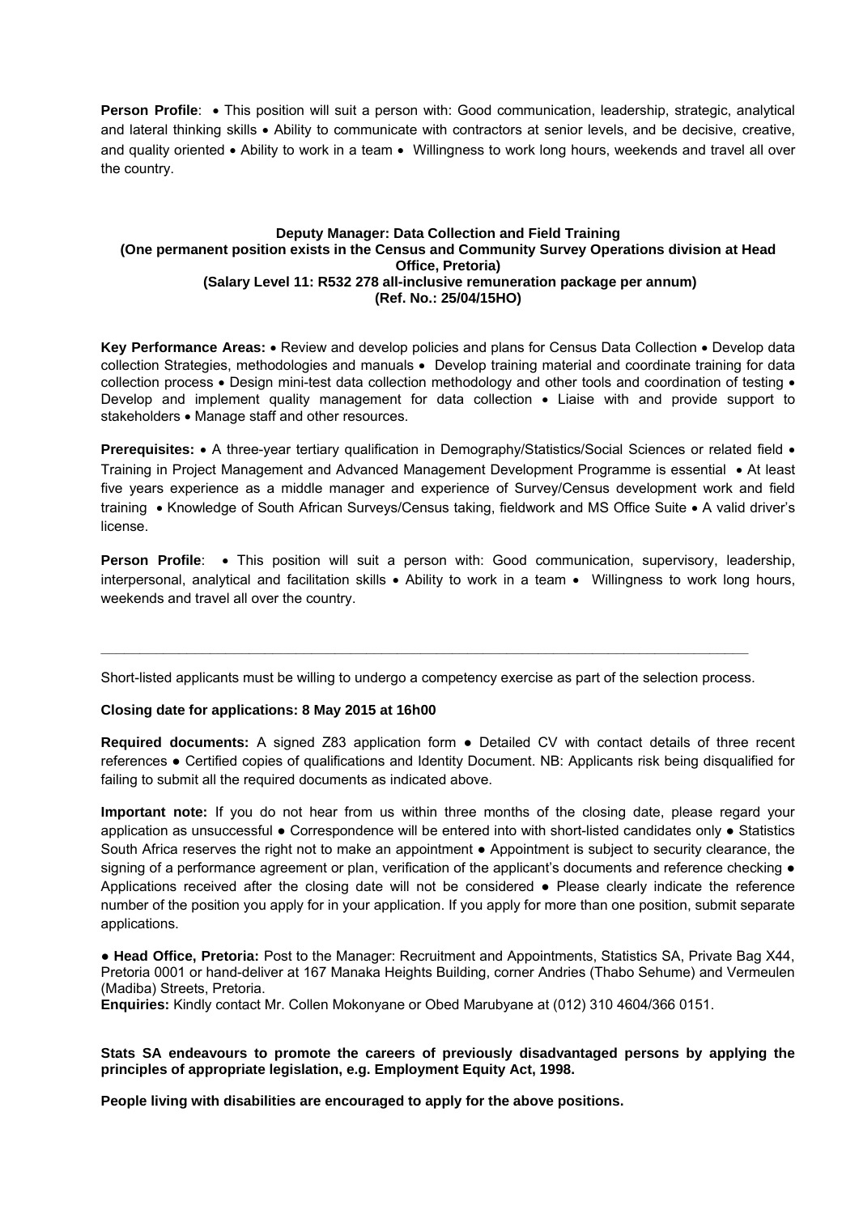**Person Profile**: • This position will suit a person with: Good communication, leadership, strategic, analytical and lateral thinking skills • Ability to communicate with contractors at senior levels, and be decisive, creative, and quality oriented • Ability to work in a team • Willingness to work long hours, weekends and travel all over the country.

**Deputy Manager: Data Collection and Field Training**
**(One permanent position exists in the Census and Community Survey Operations division at Head Office, Pretoria)**
**(Salary Level 11: R532 278 all-inclusive remuneration package per annum)**
**(Ref. No.: 25/04/15HO)**

**Key Performance Areas:** • Review and develop policies and plans for Census Data Collection • Develop data collection Strategies, methodologies and manuals • Develop training material and coordinate training for data collection process • Design mini-test data collection methodology and other tools and coordination of testing • Develop and implement quality management for data collection • Liaise with and provide support to stakeholders • Manage staff and other resources.

**Prerequisites:** • A three-year tertiary qualification in Demography/Statistics/Social Sciences or related field • Training in Project Management and Advanced Management Development Programme is essential • At least five years experience as a middle manager and experience of Survey/Census development work and field training • Knowledge of South African Surveys/Census taking, fieldwork and MS Office Suite • A valid driver's license.

**Person Profile**: • This position will suit a person with: Good communication, supervisory, leadership, interpersonal, analytical and facilitation skills • Ability to work in a team • Willingness to work long hours, weekends and travel all over the country.

---

Short-listed applicants must be willing to undergo a competency exercise as part of the selection process.

**Closing date for applications: 8 May 2015 at 16h00**

**Required documents:** A signed Z83 application form ● Detailed CV with contact details of three recent references ● Certified copies of qualifications and Identity Document. NB: Applicants risk being disqualified for failing to submit all the required documents as indicated above.

**Important note:** If you do not hear from us within three months of the closing date, please regard your application as unsuccessful ● Correspondence will be entered into with short-listed candidates only ● Statistics South Africa reserves the right not to make an appointment ● Appointment is subject to security clearance, the signing of a performance agreement or plan, verification of the applicant's documents and reference checking ● Applications received after the closing date will not be considered ● Please clearly indicate the reference number of the position you apply for in your application. If you apply for more than one position, submit separate applications.

● **Head Office, Pretoria:** Post to the Manager: Recruitment and Appointments, Statistics SA, Private Bag X44, Pretoria 0001 or hand-deliver at 167 Manaka Heights Building, corner Andries (Thabo Sehume) and Vermeulen (Madiba) Streets, Pretoria.
**Enquiries:** Kindly contact Mr. Collen Mokonyane or Obed Marubyane at (012) 310 4604/366 0151.

**Stats SA endeavours to promote the careers of previously disadvantaged persons by applying the principles of appropriate legislation, e.g. Employment Equity Act, 1998.**

**People living with disabilities are encouraged to apply for the above positions.**